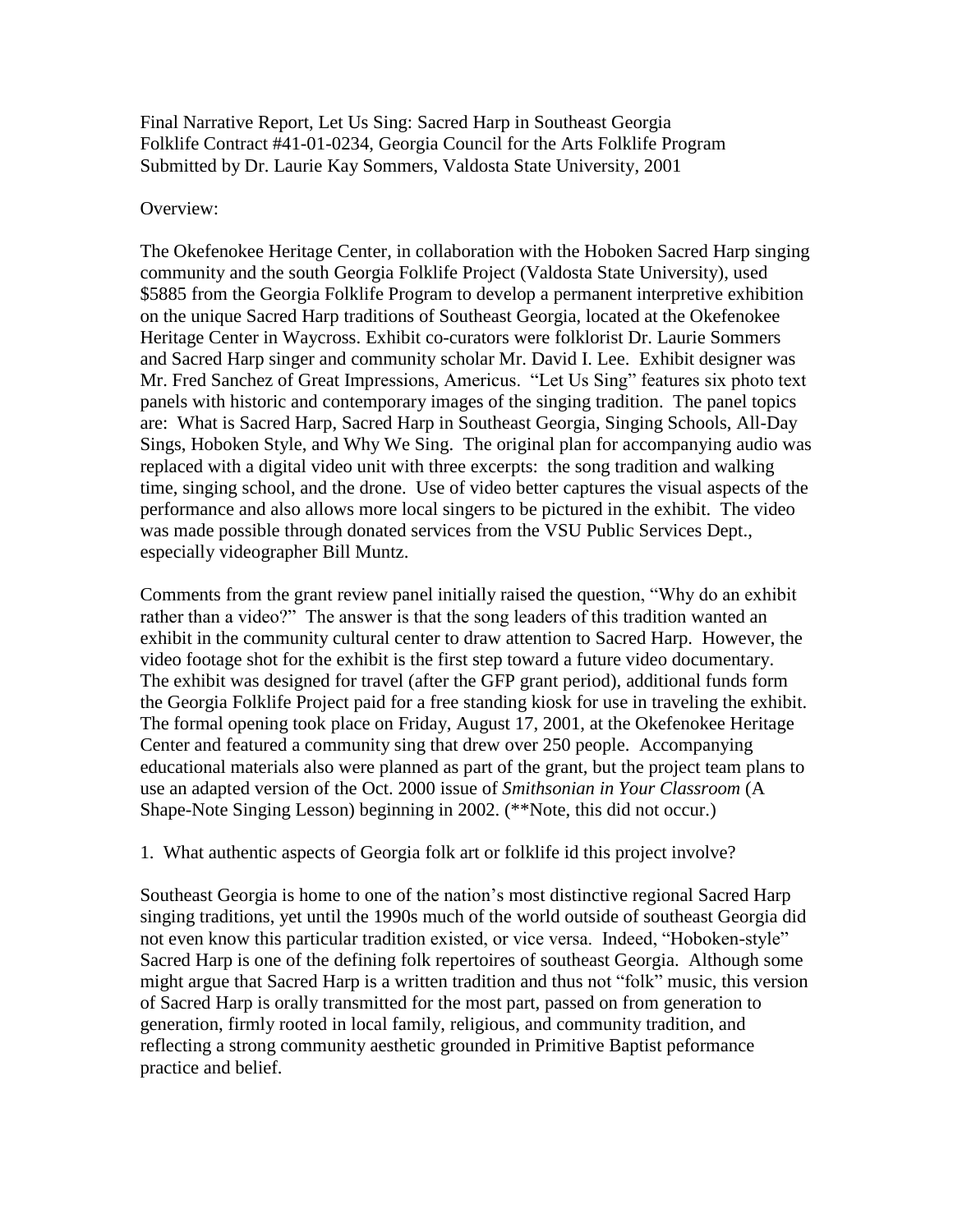Final Narrative Report, Let Us Sing: Sacred Harp in Southeast Georgia
Folklife Contract #41-01-0234, Georgia Council for the Arts Folklife Program
Submitted by Dr. Laurie Kay Sommers, Valdosta State University, 2001

Overview:

The Okefenokee Heritage Center, in collaboration with the Hoboken Sacred Harp singing community and the south Georgia Folklife Project (Valdosta State University), used $5885 from the Georgia Folklife Program to develop a permanent interpretive exhibition on the unique Sacred Harp traditions of Southeast Georgia, located at the Okefenokee Heritage Center in Waycross. Exhibit co-curators were folklorist Dr. Laurie Sommers and Sacred Harp singer and community scholar Mr. David I. Lee. Exhibit designer was Mr. Fred Sanchez of Great Impressions, Americus. "Let Us Sing" features six photo text panels with historic and contemporary images of the singing tradition. The panel topics are: What is Sacred Harp, Sacred Harp in Southeast Georgia, Singing Schools, All-Day Sings, Hoboken Style, and Why We Sing. The original plan for accompanying audio was replaced with a digital video unit with three excerpts: the song tradition and walking time, singing school, and the drone. Use of video better captures the visual aspects of the performance and also allows more local singers to be pictured in the exhibit. The video was made possible through donated services from the VSU Public Services Dept., especially videographer Bill Muntz.

Comments from the grant review panel initially raised the question, "Why do an exhibit rather than a video?" The answer is that the song leaders of this tradition wanted an exhibit in the community cultural center to draw attention to Sacred Harp. However, the video footage shot for the exhibit is the first step toward a future video documentary. The exhibit was designed for travel (after the GFP grant period), additional funds form the Georgia Folklife Project paid for a free standing kiosk for use in traveling the exhibit. The formal opening took place on Friday, August 17, 2001, at the Okefenokee Heritage Center and featured a community sing that drew over 250 people. Accompanying educational materials also were planned as part of the grant, but the project team plans to use an adapted version of the Oct. 2000 issue of *Smithsonian in Your Classroom* (A Shape-Note Singing Lesson) beginning in 2002. (**Note, this did not occur.)

1. What authentic aspects of Georgia folk art or folklife id this project involve?

Southeast Georgia is home to one of the nation's most distinctive regional Sacred Harp singing traditions, yet until the 1990s much of the world outside of southeast Georgia did not even know this particular tradition existed, or vice versa. Indeed, "Hoboken-style" Sacred Harp is one of the defining folk repertoires of southeast Georgia. Although some might argue that Sacred Harp is a written tradition and thus not "folk" music, this version of Sacred Harp is orally transmitted for the most part, passed on from generation to generation, firmly rooted in local family, religious, and community tradition, and reflecting a strong community aesthetic grounded in Primitive Baptist peformance practice and belief.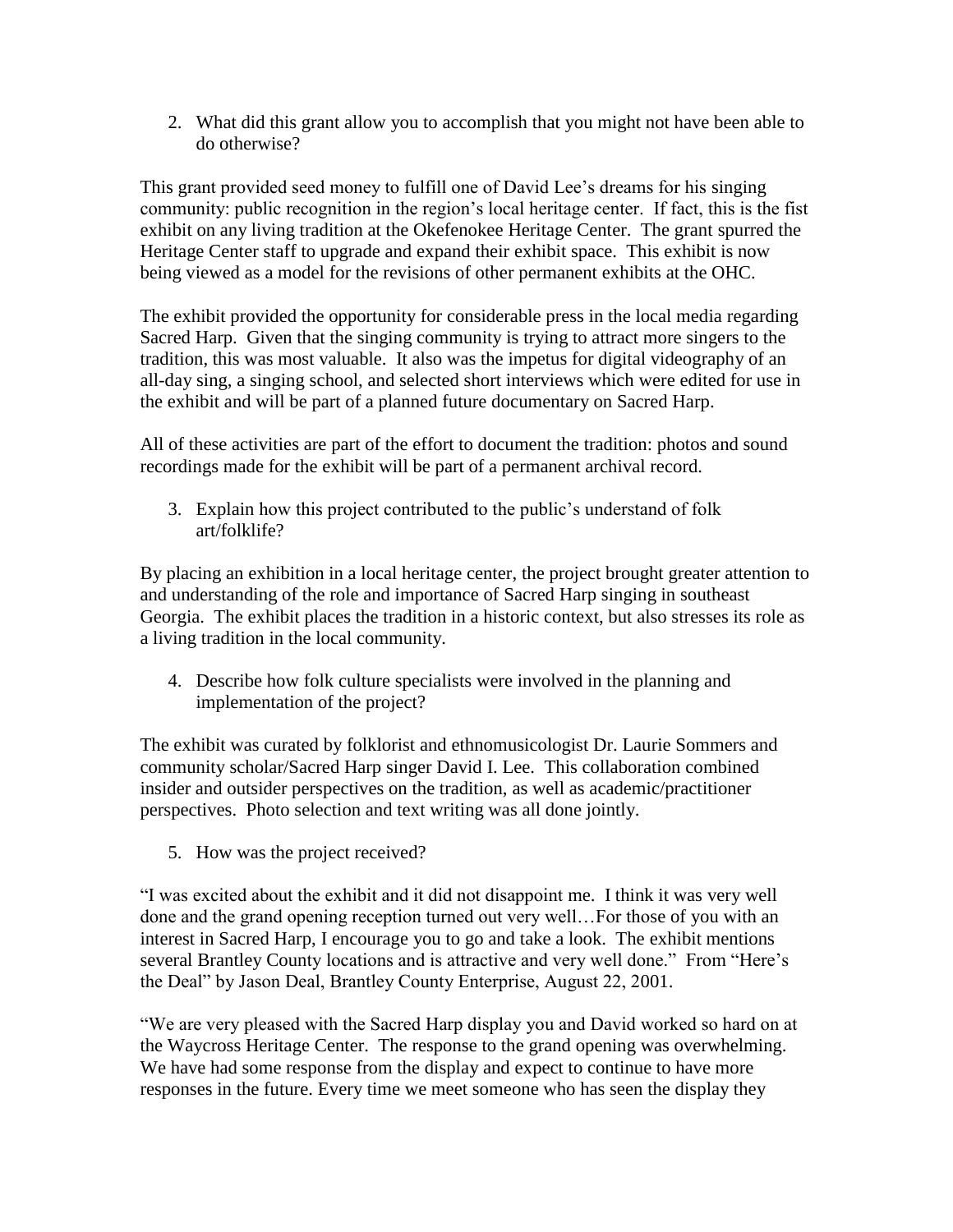2. What did this grant allow you to accomplish that you might not have been able to do otherwise?

This grant provided seed money to fulfill one of David Lee's dreams for his singing community: public recognition in the region's local heritage center. If fact, this is the fist exhibit on any living tradition at the Okefenokee Heritage Center. The grant spurred the Heritage Center staff to upgrade and expand their exhibit space. This exhibit is now being viewed as a model for the revisions of other permanent exhibits at the OHC.

The exhibit provided the opportunity for considerable press in the local media regarding Sacred Harp. Given that the singing community is trying to attract more singers to the tradition, this was most valuable. It also was the impetus for digital videography of an all-day sing, a singing school, and selected short interviews which were edited for use in the exhibit and will be part of a planned future documentary on Sacred Harp.

All of these activities are part of the effort to document the tradition: photos and sound recordings made for the exhibit will be part of a permanent archival record.

3. Explain how this project contributed to the public's understand of folk art/folklife?

By placing an exhibition in a local heritage center, the project brought greater attention to and understanding of the role and importance of Sacred Harp singing in southeast Georgia. The exhibit places the tradition in a historic context, but also stresses its role as a living tradition in the local community.

4. Describe how folk culture specialists were involved in the planning and implementation of the project?

The exhibit was curated by folklorist and ethnomusicologist Dr. Laurie Sommers and community scholar/Sacred Harp singer David I. Lee. This collaboration combined insider and outsider perspectives on the tradition, as well as academic/practitioner perspectives. Photo selection and text writing was all done jointly.

5. How was the project received?

"I was excited about the exhibit and it did not disappoint me. I think it was very well done and the grand opening reception turned out very well…For those of you with an interest in Sacred Harp, I encourage you to go and take a look. The exhibit mentions several Brantley County locations and is attractive and very well done." From "Here's the Deal" by Jason Deal, Brantley County Enterprise, August 22, 2001.

"We are very pleased with the Sacred Harp display you and David worked so hard on at the Waycross Heritage Center. The response to the grand opening was overwhelming. We have had some response from the display and expect to continue to have more responses in the future. Every time we meet someone who has seen the display they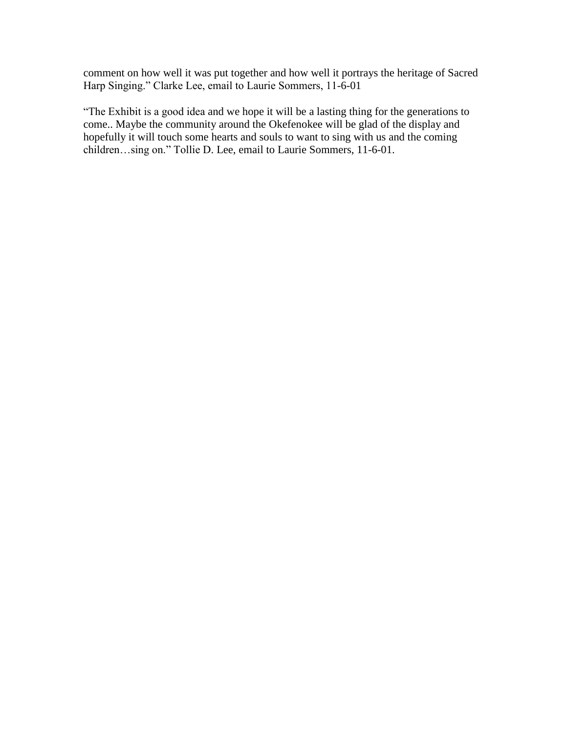comment on how well it was put together and how well it portrays the heritage of Sacred Harp Singing." Clarke Lee, email to Laurie Sommers, 11-6-01

"The Exhibit is a good idea and we hope it will be a lasting thing for the generations to come.. Maybe the community around the Okefenokee will be glad of the display and hopefully it will touch some hearts and souls to want to sing with us and the coming children…sing on." Tollie D. Lee, email to Laurie Sommers, 11-6-01.